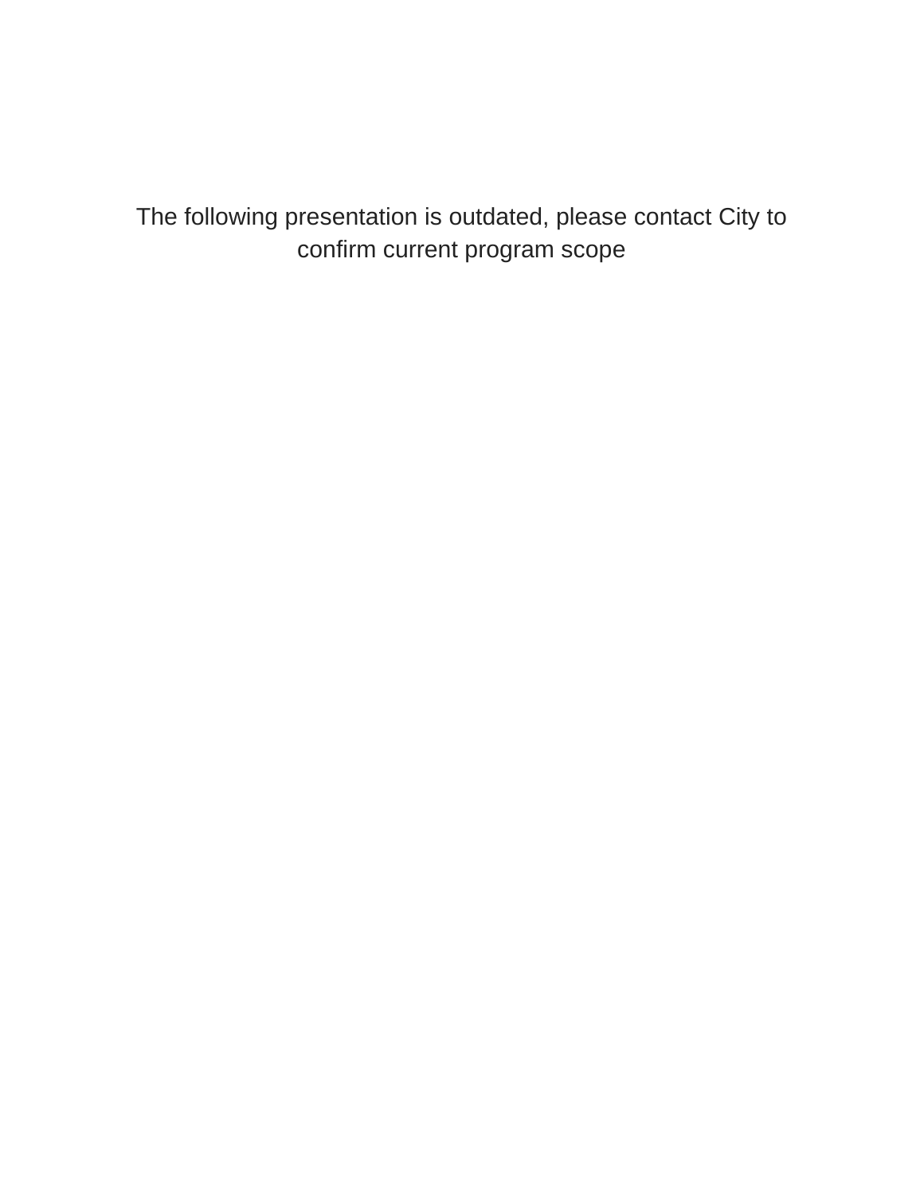The following presentation is outdated, please contact City to confirm current program scope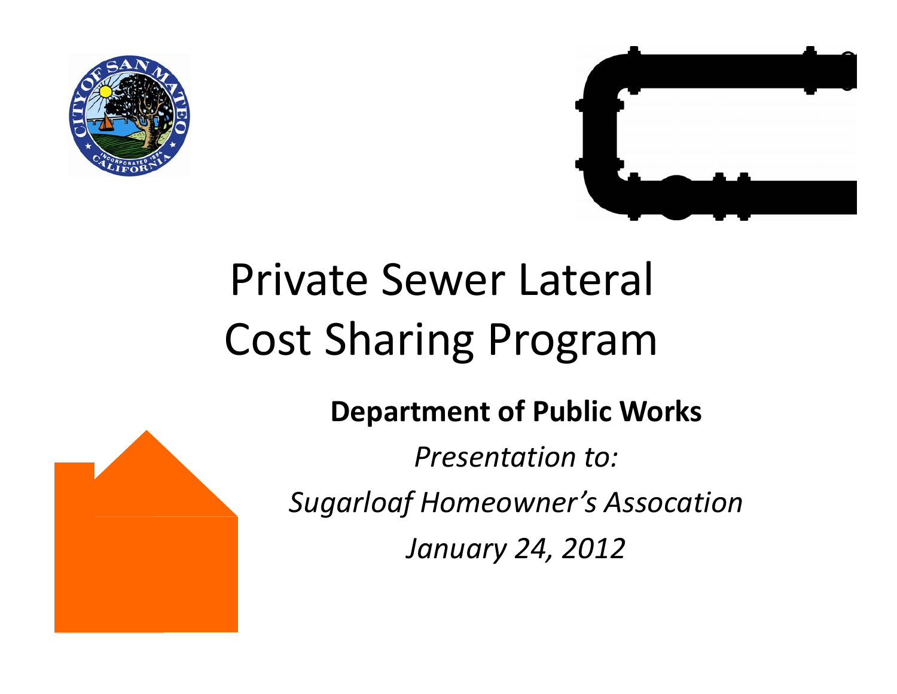# Private Sewer Lateral Cost Sharing Program

**Department of Public Works**

*Presentation to:*

*Sugarloaf Homeowner's Assocation*

*January 24, 2012*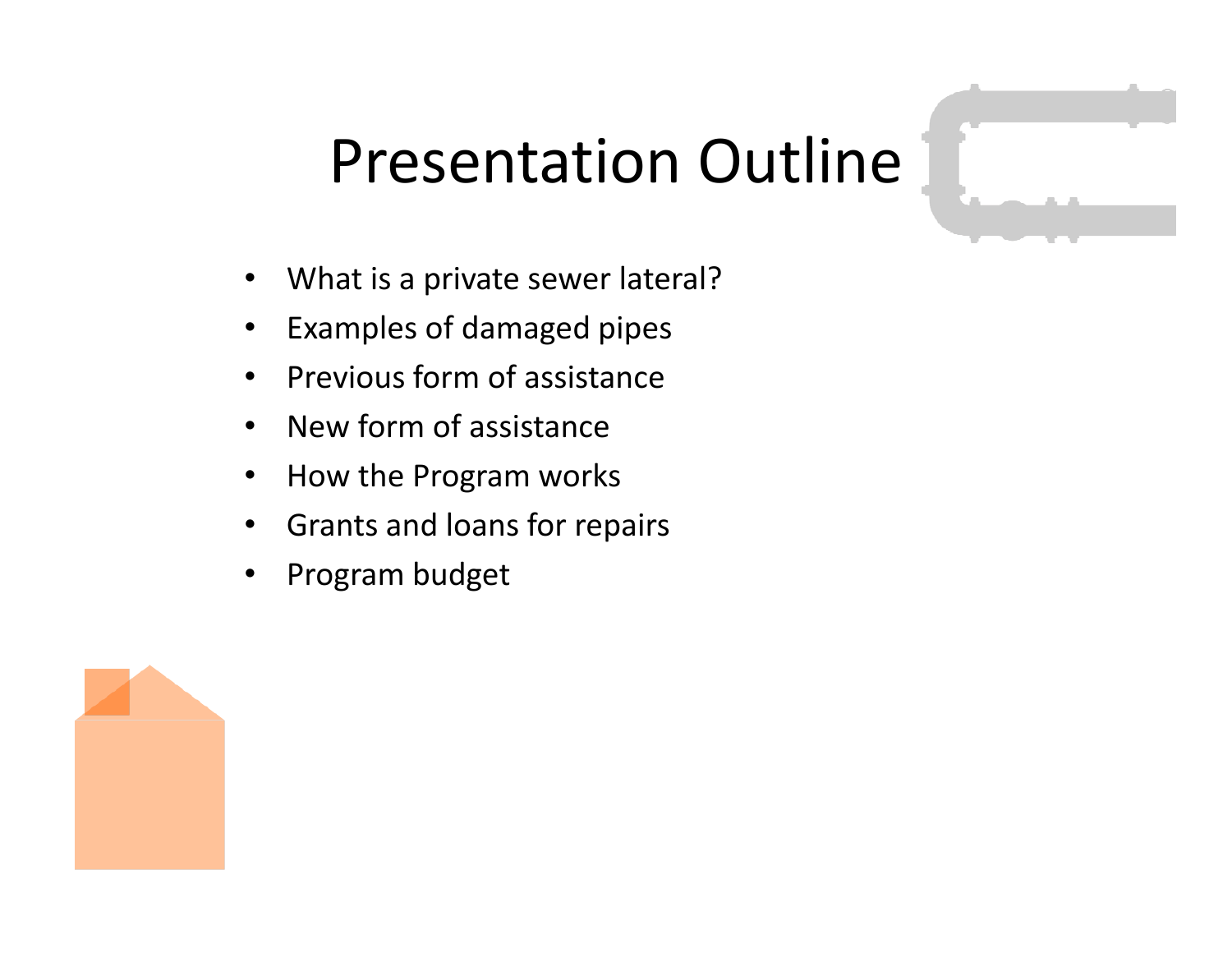# Presentation Outline

- What is a private sewer lateral?
- Examples of damaged pipes
- Previous form of assistance
- New form of assistance
- How the Program works
- Grants and loans for repairs
- Program budget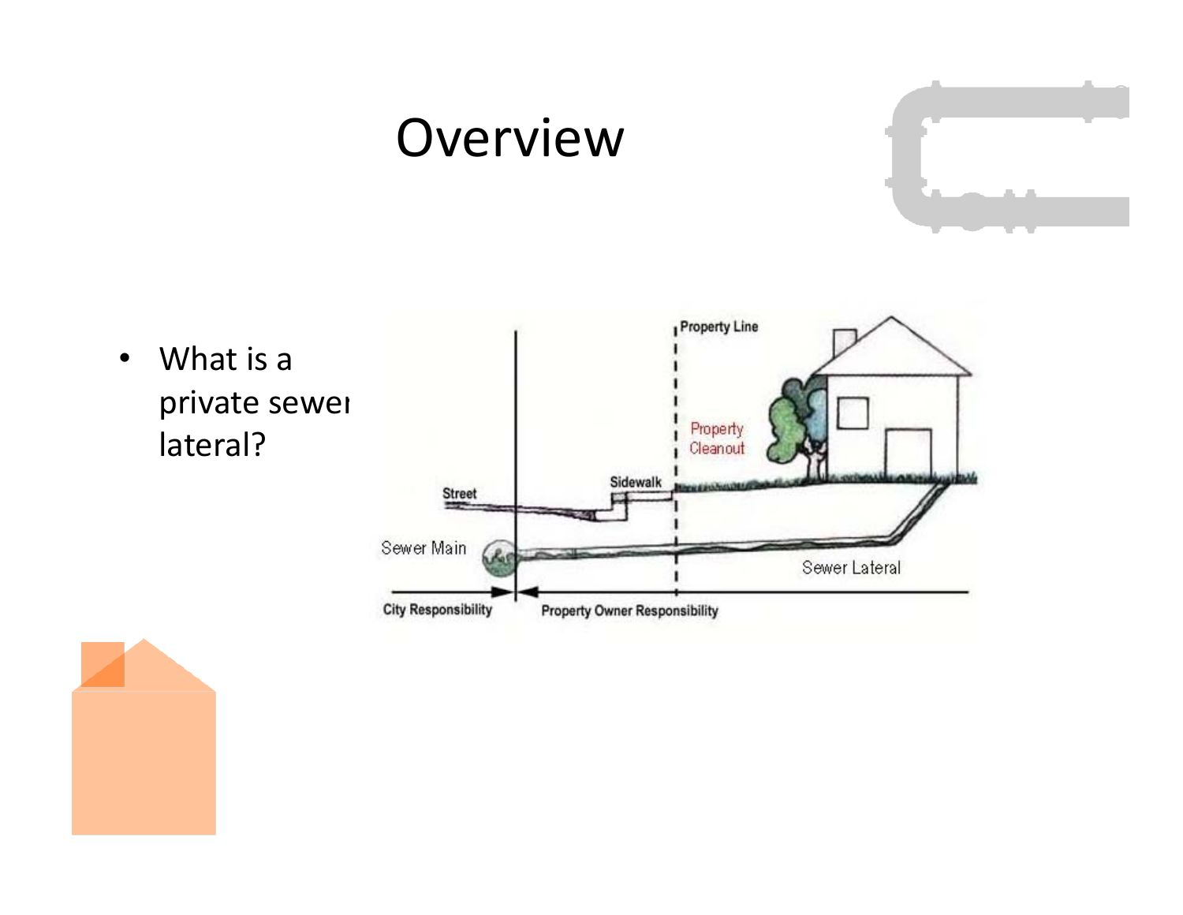# Overview

- What is a private sewer lateral?

Property Line

Property Cleanout

Sidewalk

Street

Sewer Main

Sewer Lateral

City Responsibility

Property Owner Responsibility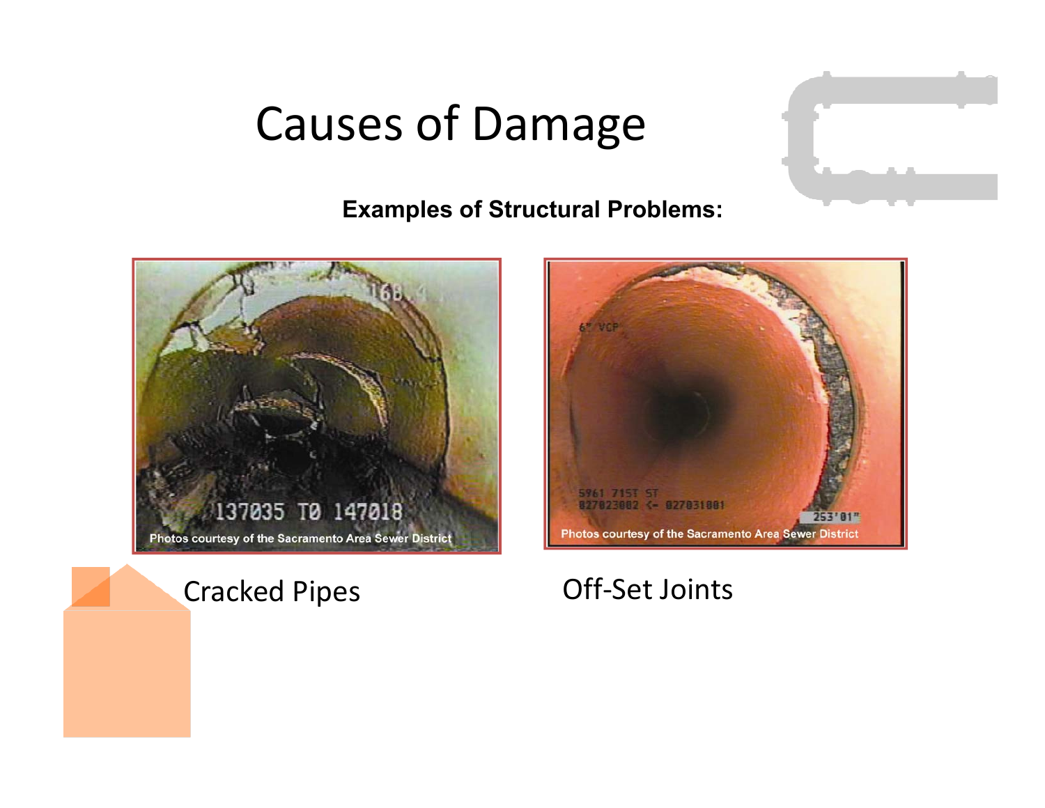# Causes of Damage

**Examples of Structural Problems:**

Photos courtesy of the Sacramento Area Sewer District

Cracked Pipes

Photos courtesy of the Sacramento Area Sewer District

Off-Set Joints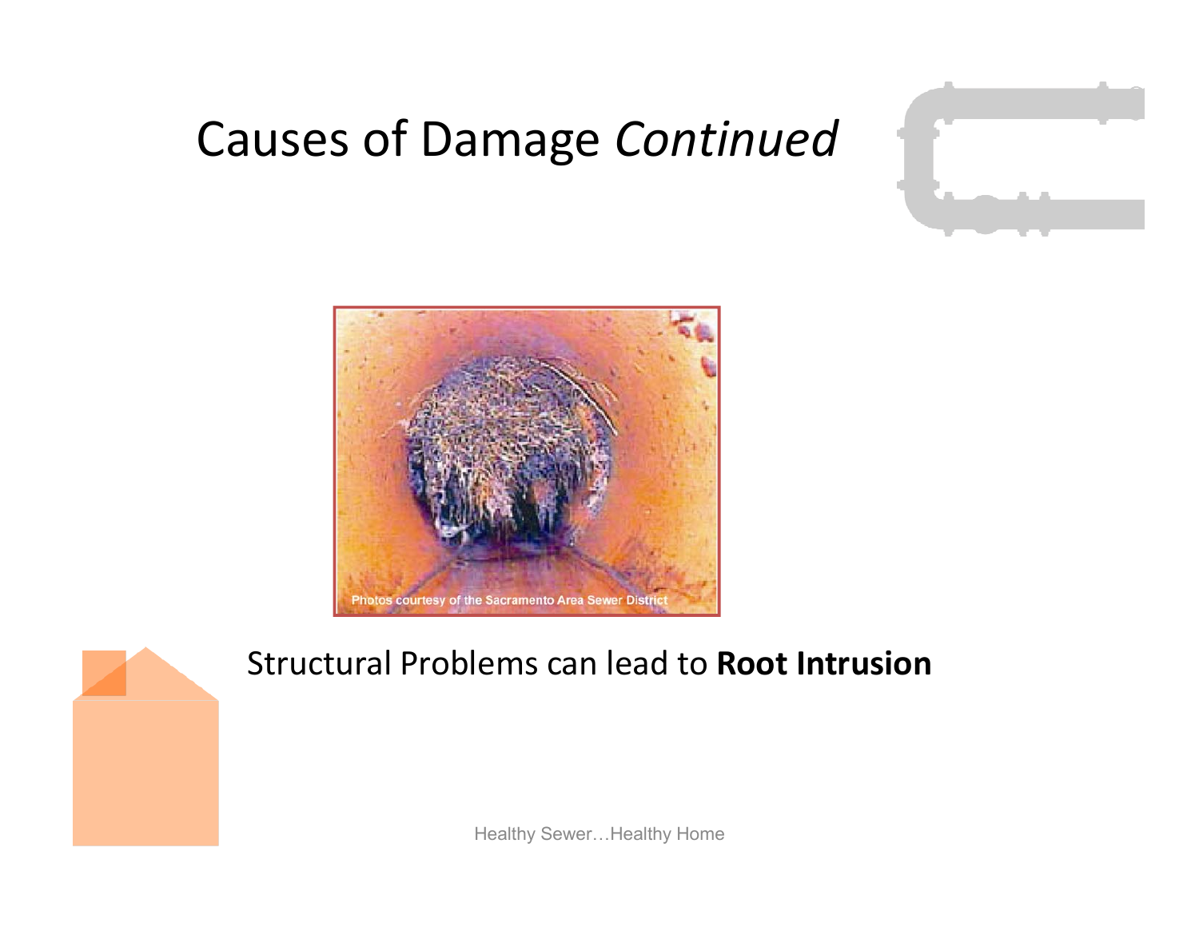# Causes of Damage *Continued*

Photos courtesy of the Sacramento Area Sewer District

Structural Problems can lead to **Root Intrusion**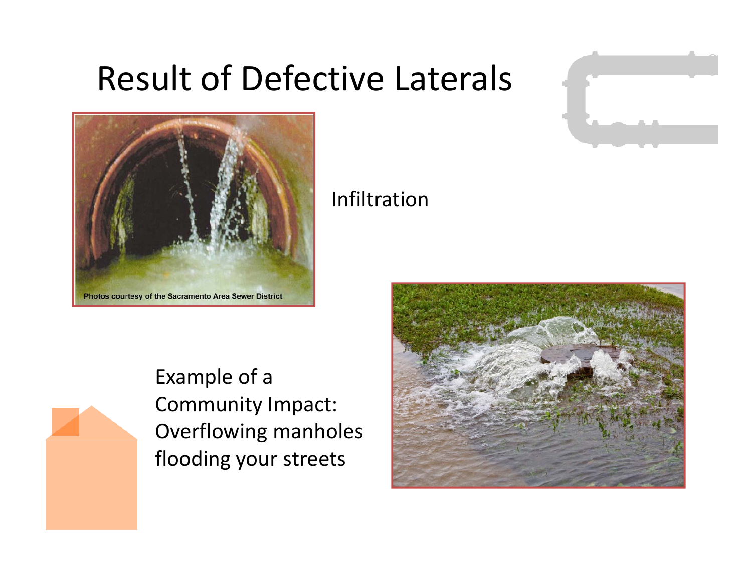# Result of Defective Laterals

Photos courtesy of the Sacramento Area Sewer District

Infiltration

Example of a Community Impact: Overflowing manholes flooding your streets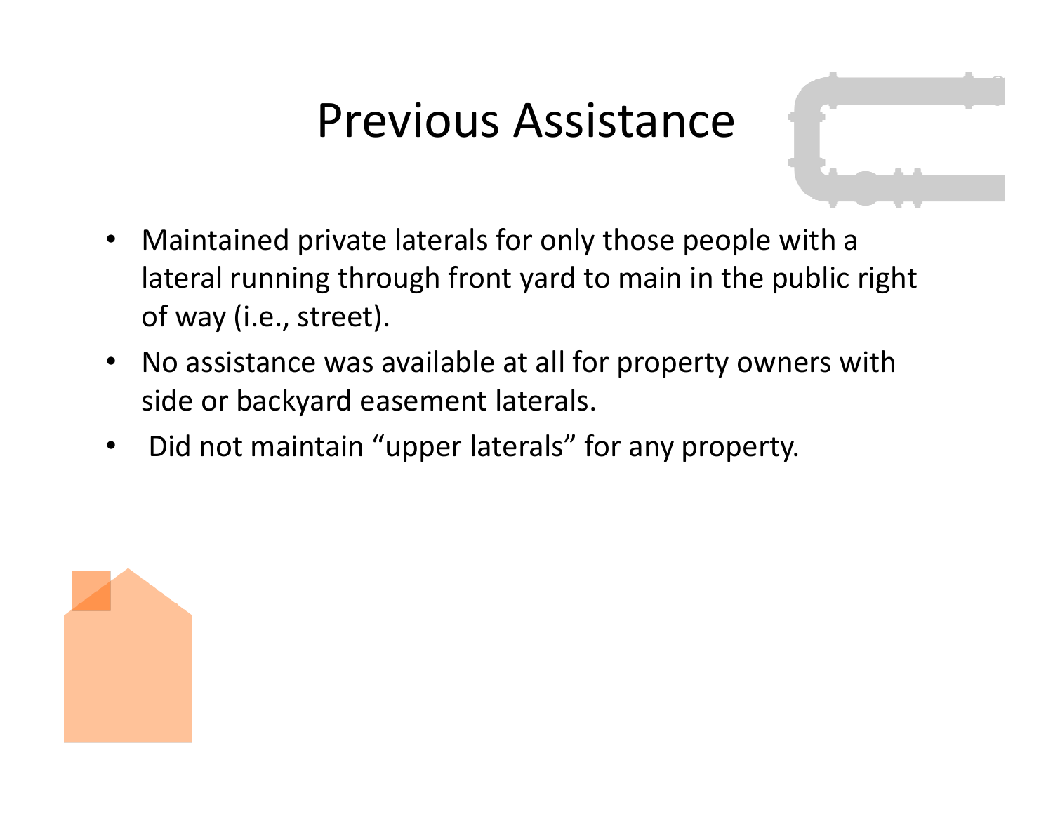# Previous Assistance

- Maintained private laterals for only those people with a lateral running through front yard to main in the public right of way (i.e., street).
- No assistance was available at all for property owners with side or backyard easement laterals.
- Did not maintain "upper laterals" for any property.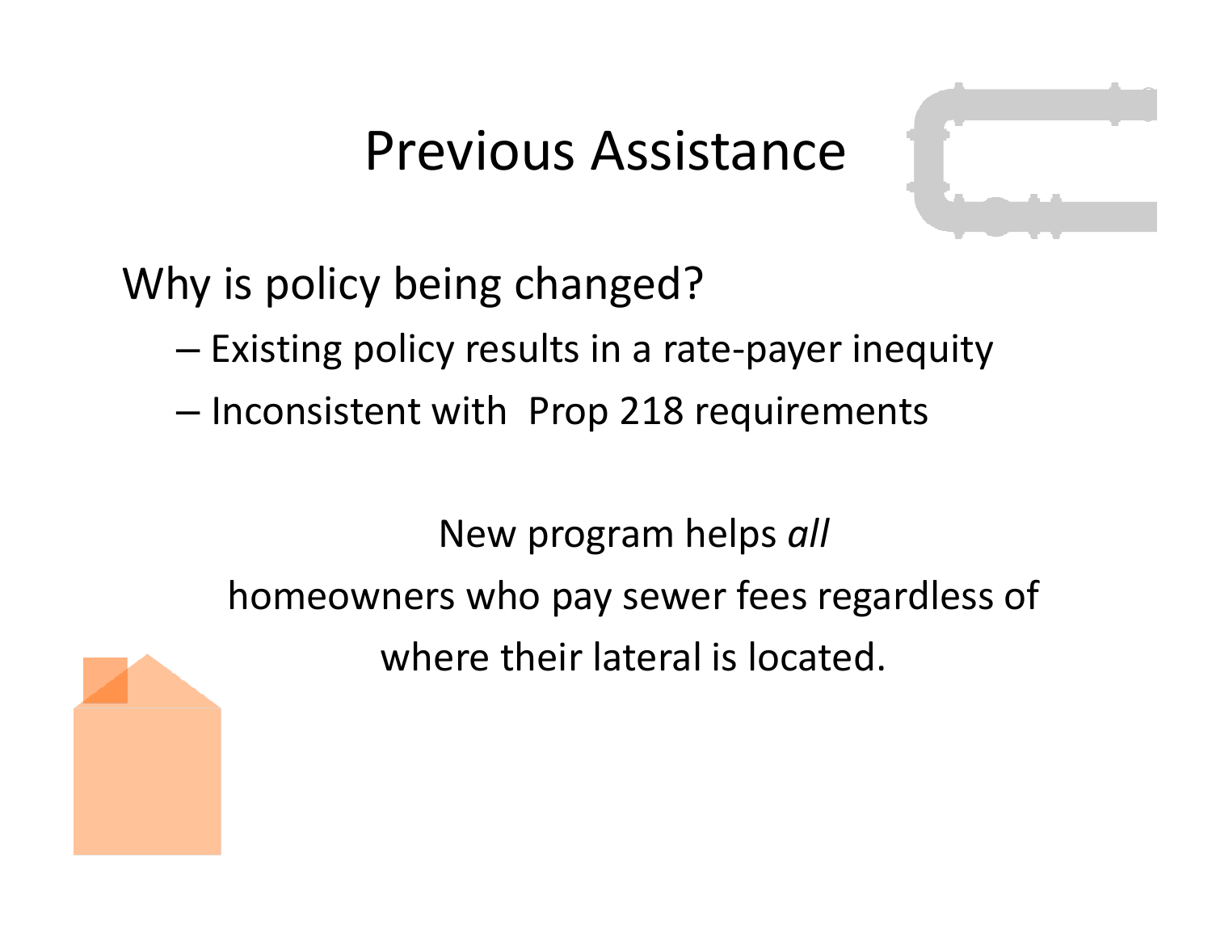# Previous Assistance

Why is policy being changed?

- Existing policy results in a rate-payer inequity
- Inconsistent with Prop 218 requirements

New program helps *all* homeowners who pay sewer fees regardless of where their lateral is located.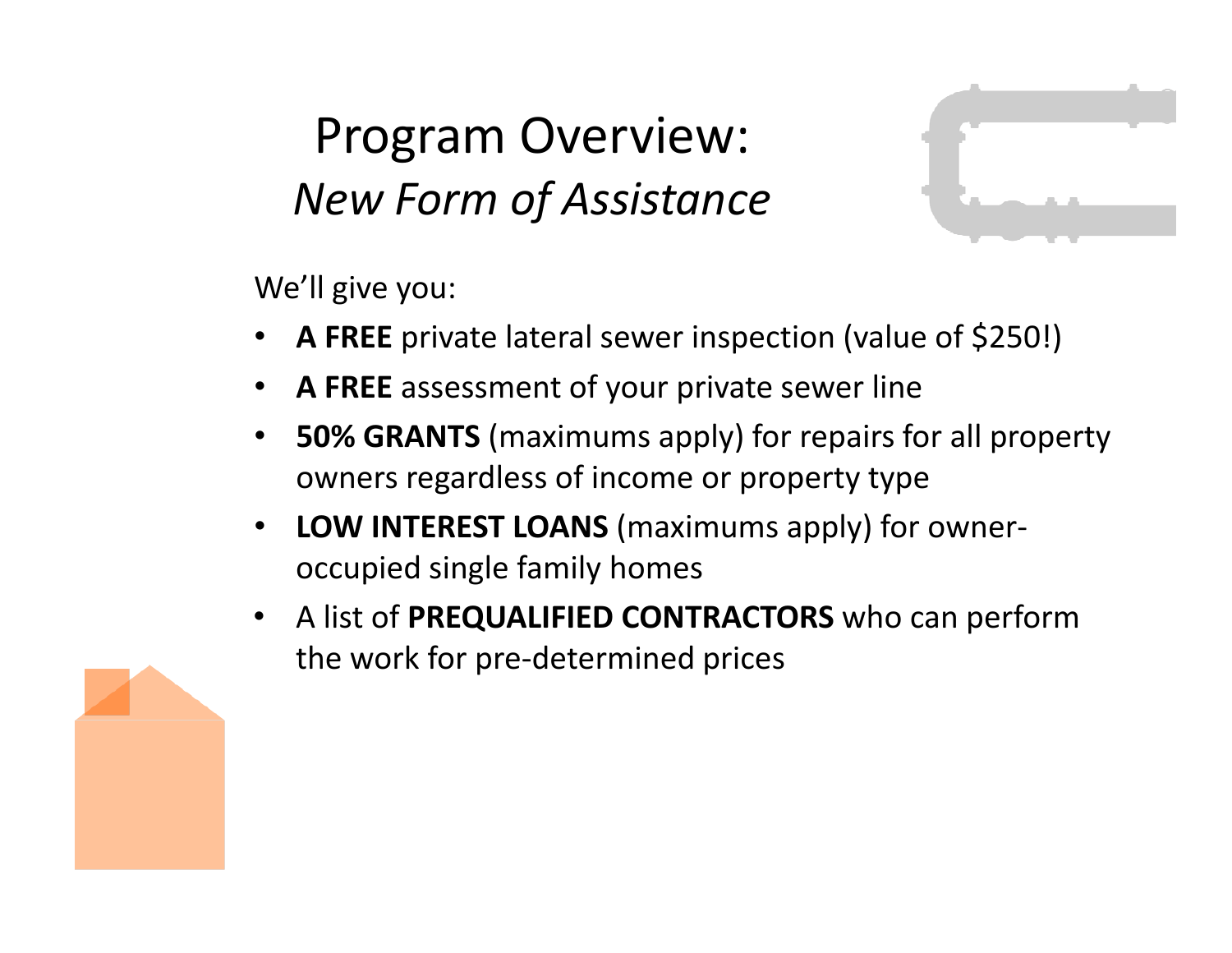# Program Overview:
## *New Form of Assistance*

We'll give you:

- **A FREE** private lateral sewer inspection (value of $250!)
- **A FREE** assessment of your private sewer line
- **50% GRANTS** (maximums apply) for repairs for all property owners regardless of income or property type
- **LOW INTEREST LOANS** (maximums apply) for owner-occupied single family homes
- A list of **PREQUALIFIED CONTRACTORS** who can perform the work for pre-determined prices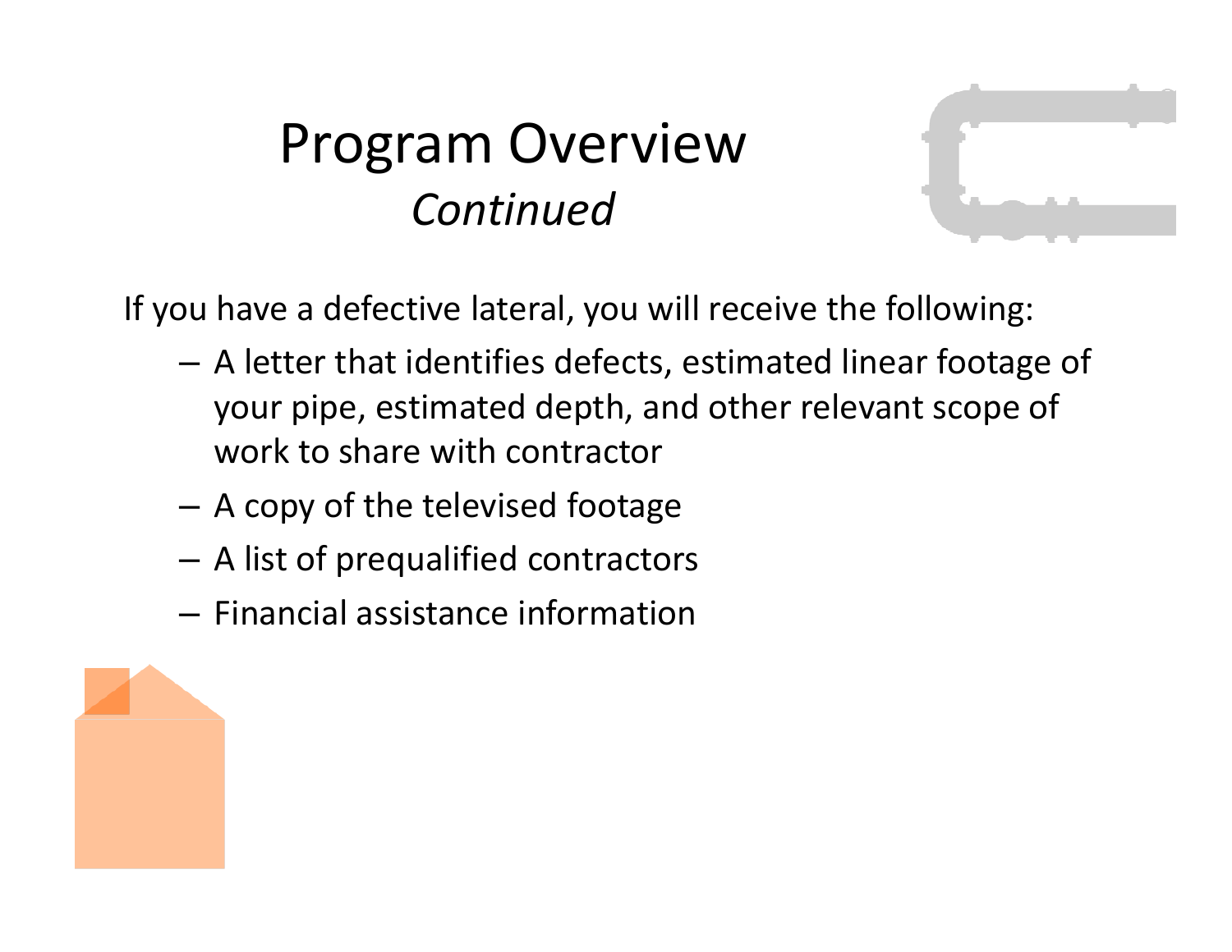# Program Overview

*Continued*

If you have a defective lateral, you will receive the following:

- A letter that identifies defects, estimated linear footage of your pipe, estimated depth, and other relevant scope of work to share with contractor
- A copy of the televised footage
- A list of prequalified contractors
- Financial assistance information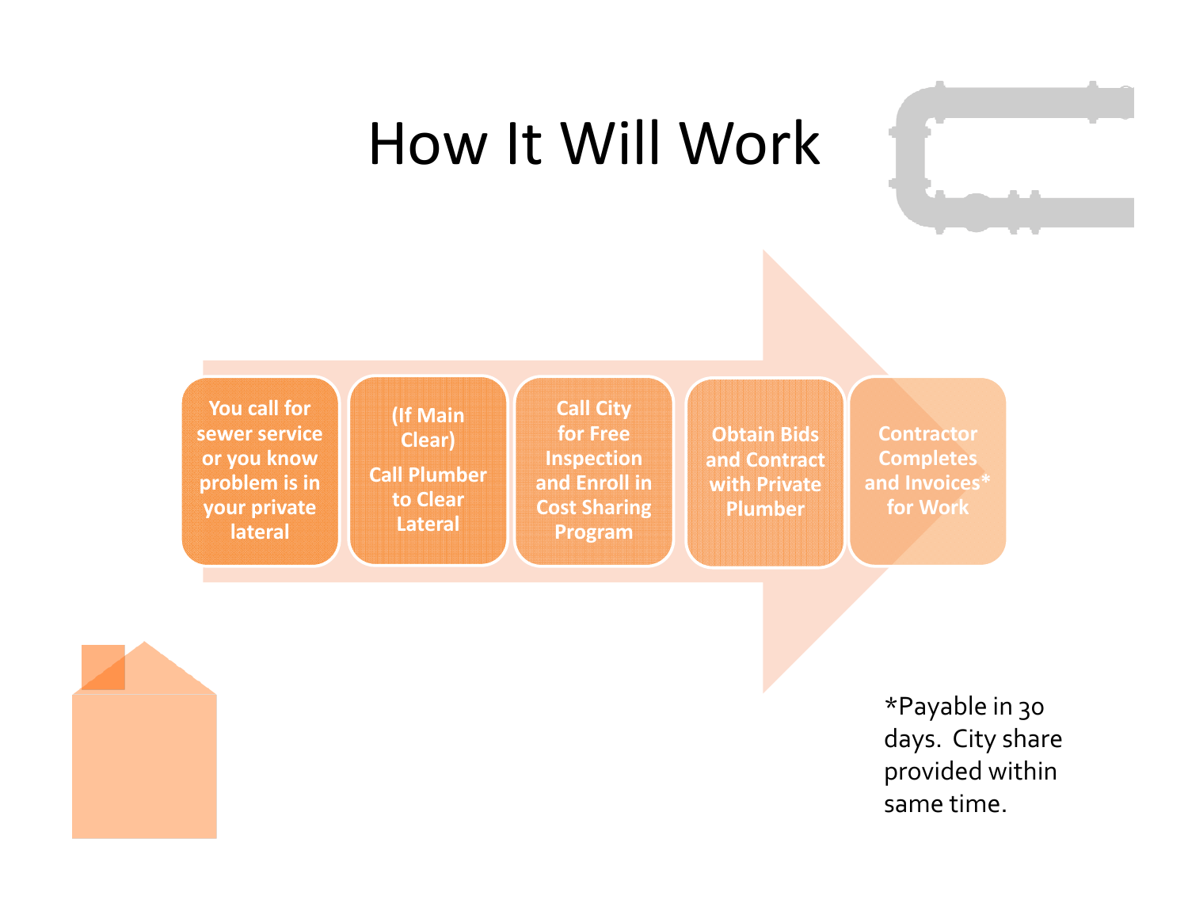# How It Will Work

1. You call for sewer service or you know problem is in your private lateral
2. (If Main Clear) Call Plumber to Clear Lateral
3. Call City for Free Inspection and Enroll in Cost Sharing Program
4. Obtain Bids and Contract with Private Plumber
5. Contractor Completes and Invoices* for Work

*Payable in 30 days. City share provided within same time.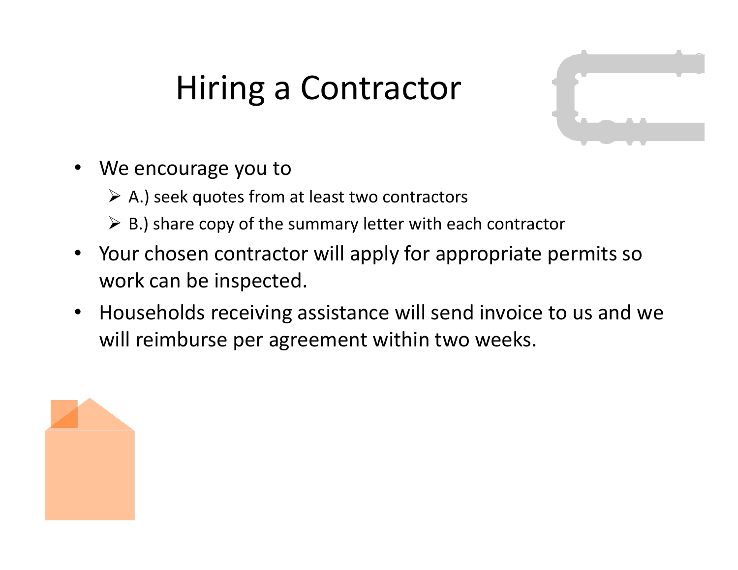# Hiring a Contractor

- We encourage you to
  - A.) seek quotes from at least two contractors
  - B.) share copy of the summary letter with each contractor
- Your chosen contractor will apply for appropriate permits so work can be inspected.
- Households receiving assistance will send invoice to us and we will reimburse per agreement within two weeks.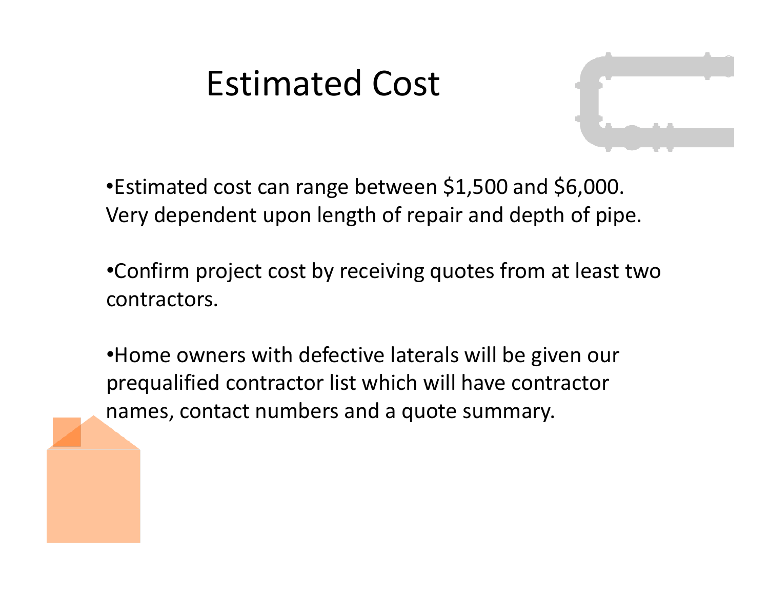# Estimated Cost

- Estimated cost can range between $1,500 and $6,000. Very dependent upon length of repair and depth of pipe.

- Confirm project cost by receiving quotes from at least two contractors.

- Home owners with defective laterals will be given our prequalified contractor list which will have contractor names, contact numbers and a quote summary.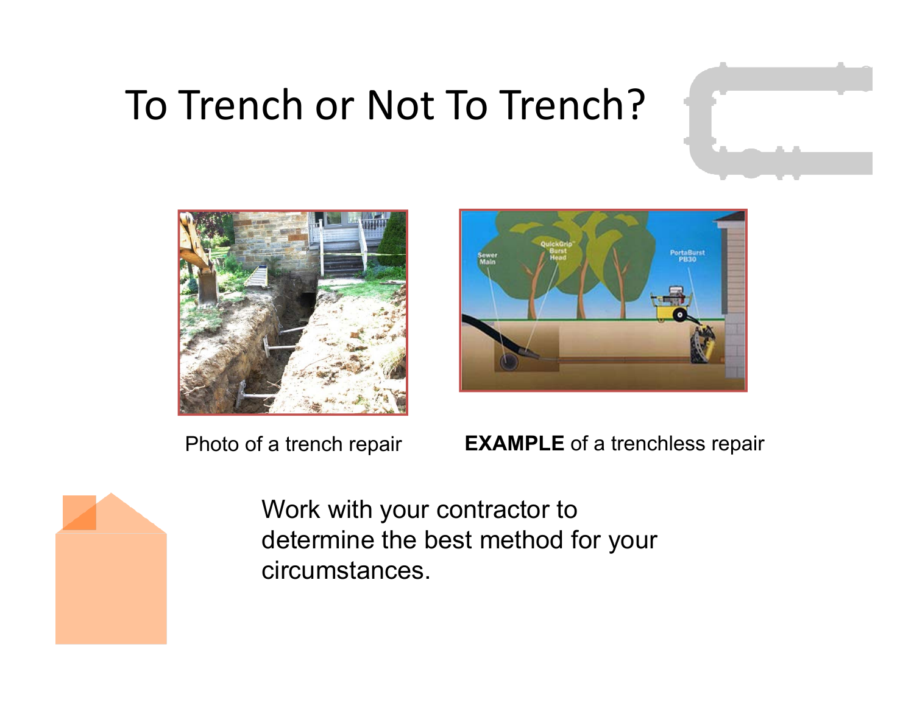# To Trench or Not To Trench?

Photo of a trench repair

**EXAMPLE** of a trenchless repair

Work with your contractor to determine the best method for your circumstances.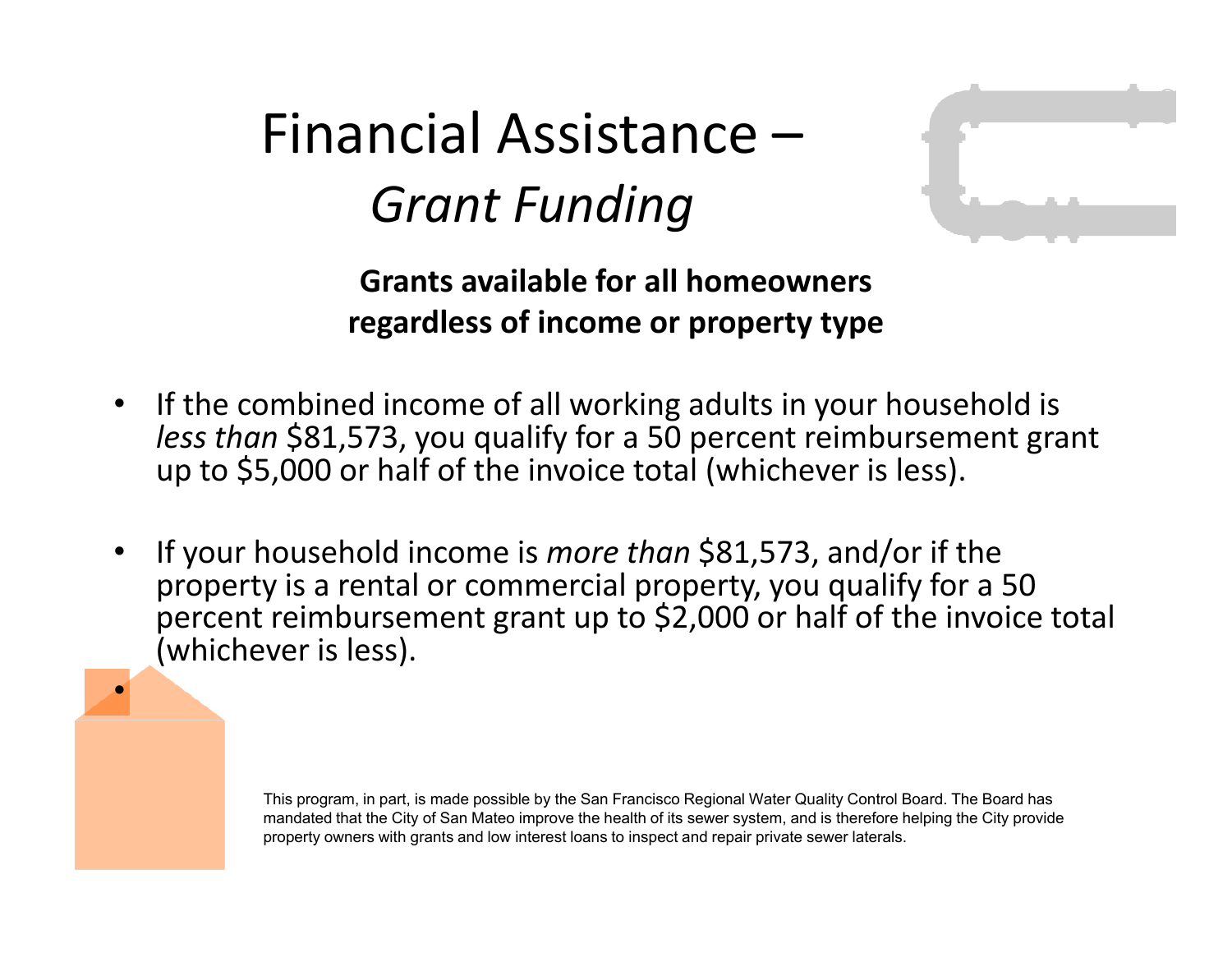# Financial Assistance – *Grant Funding*

**Grants available for all homeowners regardless of income or property type**

- If the combined income of all working adults in your household is *less than* $81,573, you qualify for a 50 percent reimbursement grant up to $5,000 or half of the invoice total (whichever is less).
- If your household income is *more than* $81,573, and/or if the property is a rental or commercial property, you qualify for a 50 percent reimbursement grant up to $2,000 or half of the invoice total (whichever is less).

This program, in part, is made possible by the San Francisco Regional Water Quality Control Board. The Board has mandated that the City of San Mateo improve the health of its sewer system, and is therefore helping the City provide property owners with grants and low interest loans to inspect and repair private sewer laterals.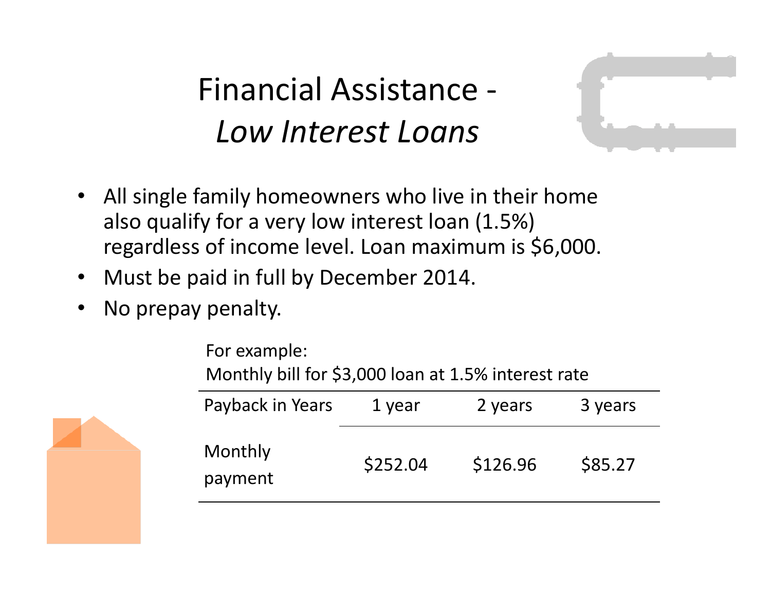# Financial Assistance - *Low Interest Loans*

- All single family homeowners who live in their home also qualify for a very low interest loan (1.5%) regardless of income level. Loan maximum is $6,000.
- Must be paid in full by December 2014.
- No prepay penalty.

For example:
Monthly bill for $3,000 loan at 1.5% interest rate

| Payback in Years | 1 year | 2 years | 3 years |
| --- | --- | --- | --- |
| Monthly payment | $252.04 | $126.96 | $85.27 |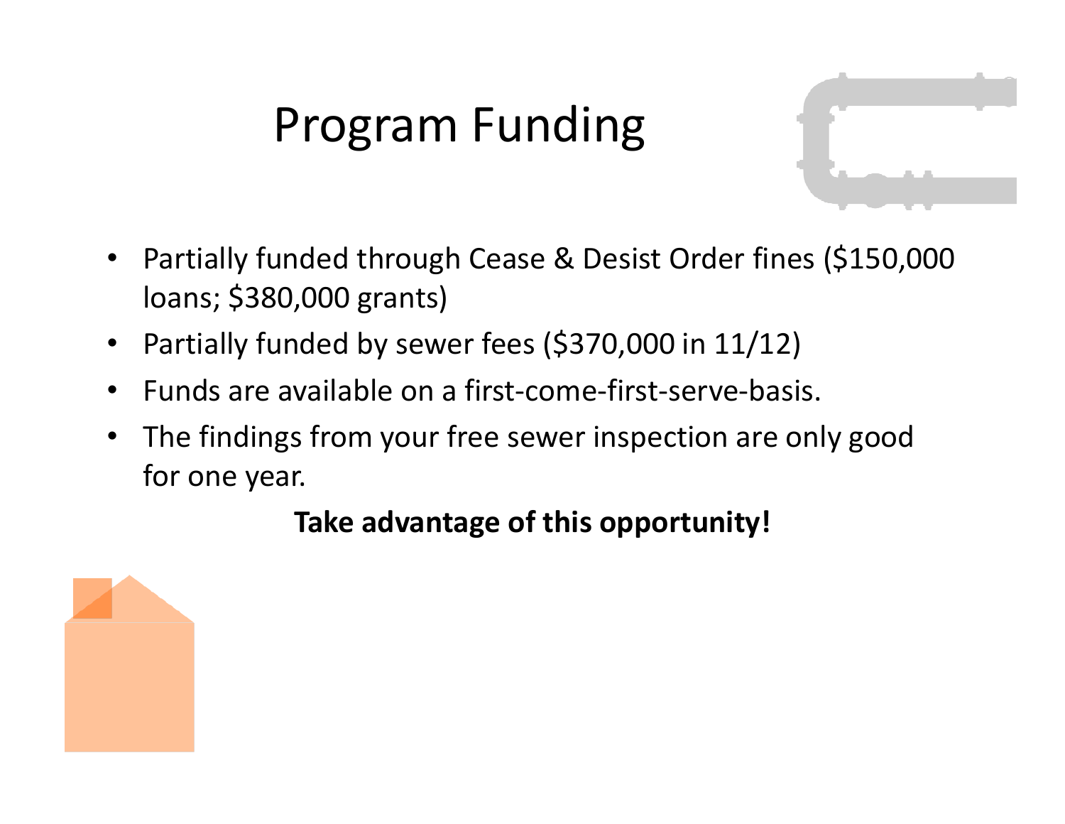# Program Funding

- Partially funded through Cease & Desist Order fines ($150,000 loans; $380,000 grants)
- Partially funded by sewer fees ($370,000 in 11/12)
- Funds are available on a first-come-first-serve-basis.
- The findings from your free sewer inspection are only good for one year.

**Take advantage of this opportunity!**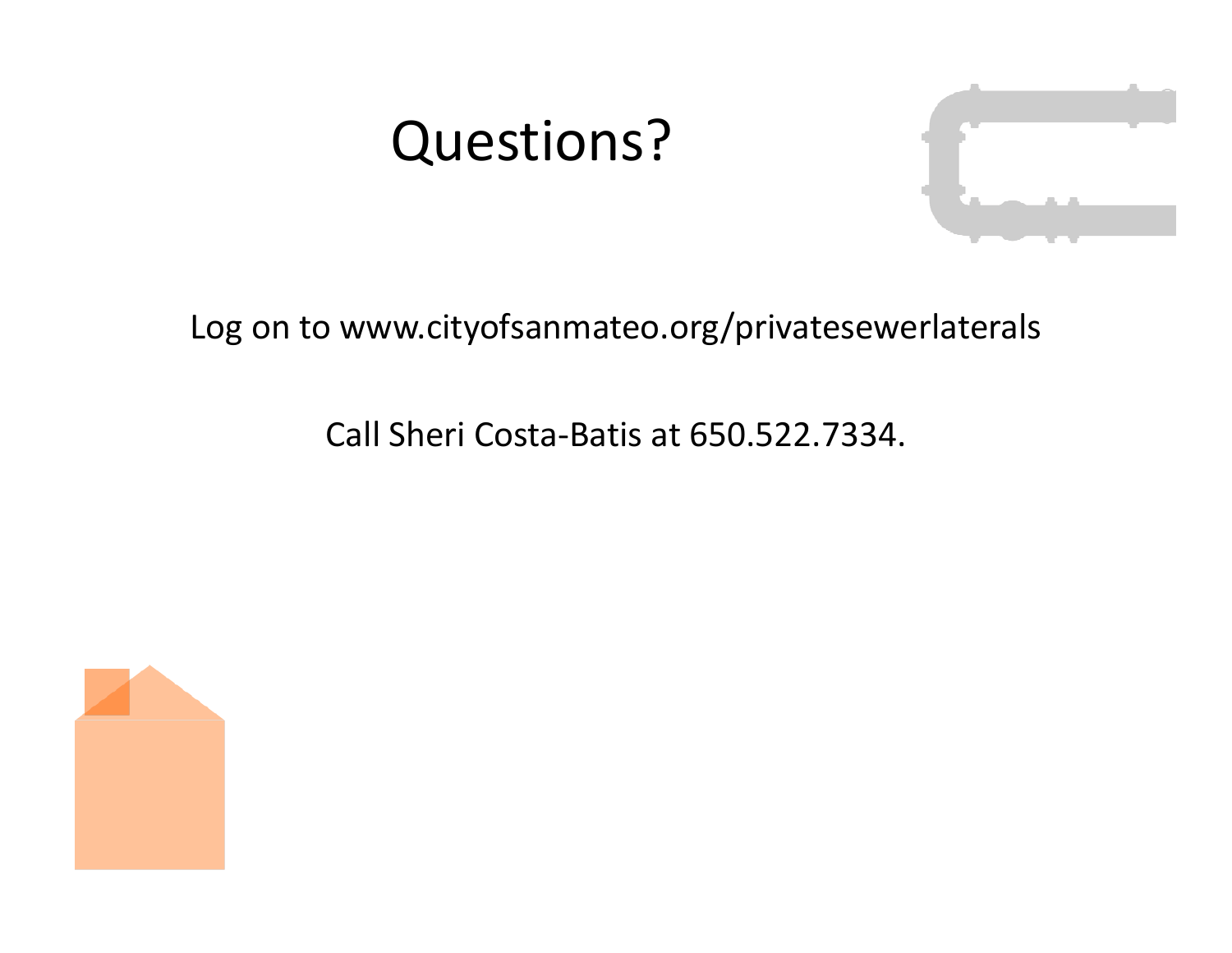# Questions?

Log on to www.cityofsanmateo.org/privatesewerlaterals

Call Sheri Costa-Batis at 650.522.7334.